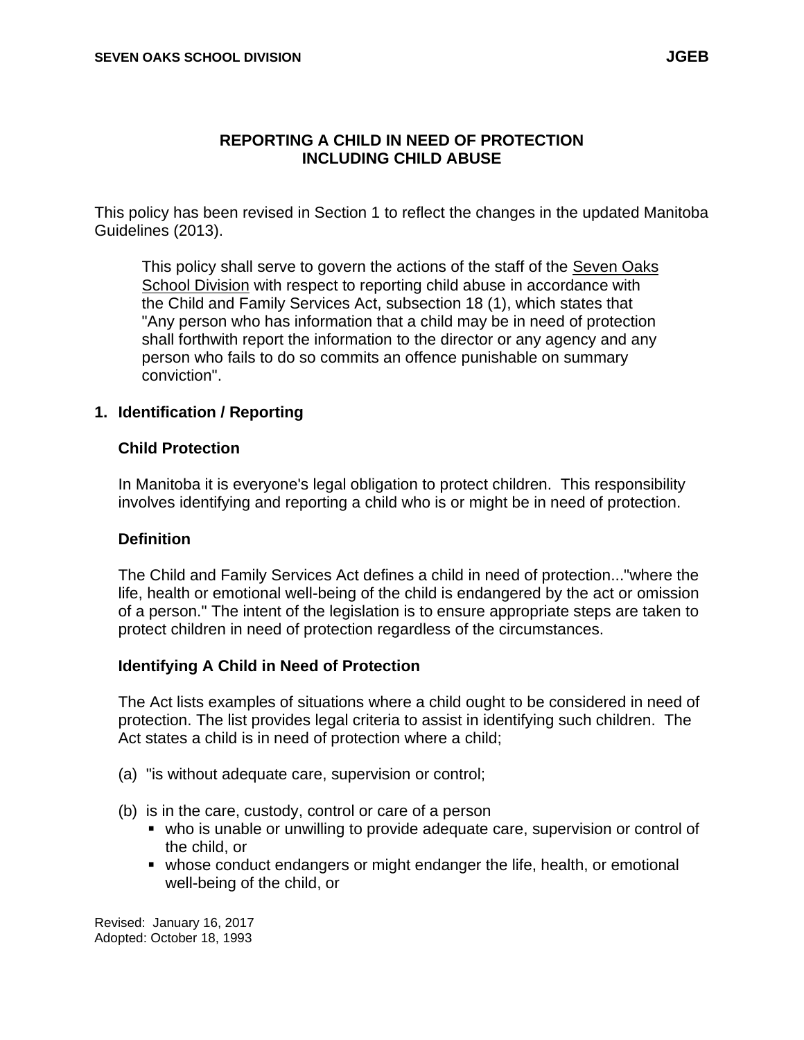# REPORTING A CHILD IN NEED OF PROTECTION INCLUDING CHILD ABUSE

This policy has been revised in Section 1 to reflect the changes in the updated Manitoba Guidelines (2013).

> This policy shall serve to govern the actions of the staff of the Seven Oaks School Division with respect to reporting child abuse in accordance with the Child and Family Services Act, subsection 18 (1), which states that "Any person who has information that a child may be in need of protection shall forthwith report the information to the director or any agency and any person who fails to do so commits an offence punishable on summary conviction".

## 1. Identification / Reporting

### Child Protection

In Manitoba it is everyone's legal obligation to protect children. This responsibility involves identifying and reporting a child who is or might be in need of protection.

### Definition

The Child and Family Services Act defines a child in need of protection..."where the life, health or emotional well-being of the child is endangered by the act or omission of a person." The intent of the legislation is to ensure appropriate steps are taken to protect children in need of protection regardless of the circumstances.

### Identifying A Child in Need of Protection

The Act lists examples of situations where a child ought to be considered in need of protection. The list provides legal criteria to assist in identifying such children. The Act states a child is in need of protection where a child;

(a) "is without adequate care, supervision or control;

(b) is in the care, custody, control or care of a person
- who is unable or unwilling to provide adequate care, supervision or control of the child, or
- whose conduct endangers or might endanger the life, health, or emotional well-being of the child, or

Revised: January 16, 2017
Adopted: October 18, 1993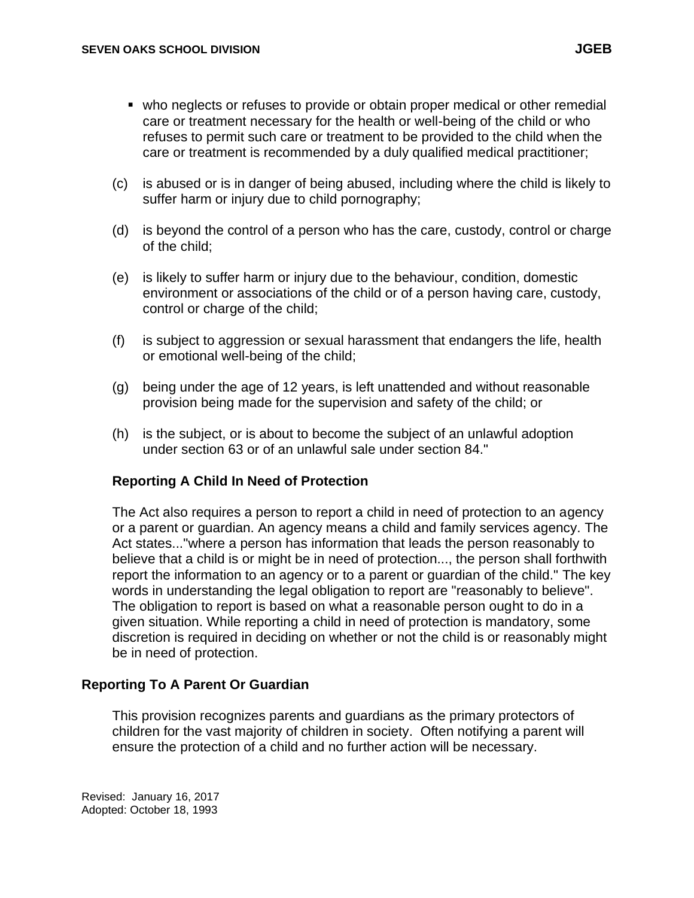- who neglects or refuses to provide or obtain proper medical or other remedial care or treatment necessary for the health or well-being of the child or who refuses to permit such care or treatment to be provided to the child when the care or treatment is recommended by a duly qualified medical practitioner;

(c) is abused or is in danger of being abused, including where the child is likely to suffer harm or injury due to child pornography;

(d) is beyond the control of a person who has the care, custody, control or charge of the child;

(e) is likely to suffer harm or injury due to the behaviour, condition, domestic environment or associations of the child or of a person having care, custody, control or charge of the child;

(f) is subject to aggression or sexual harassment that endangers the life, health or emotional well-being of the child;

(g) being under the age of 12 years, is left unattended and without reasonable provision being made for the supervision and safety of the child; or

(h) is the subject, or is about to become the subject of an unlawful adoption under section 63 or of an unlawful sale under section 84."

**Reporting A Child In Need of Protection**

The Act also requires a person to report a child in need of protection to an agency or a parent or guardian. An agency means a child and family services agency. The Act states..."where a person has information that leads the person reasonably to believe that a child is or might be in need of protection..., the person shall forthwith report the information to an agency or to a parent or guardian of the child." The key words in understanding the legal obligation to report are "reasonably to believe". The obligation to report is based on what a reasonable person ought to do in a given situation. While reporting a child in need of protection is mandatory, some discretion is required in deciding on whether or not the child is or reasonably might be in need of protection.

**Reporting To A Parent Or Guardian**

This provision recognizes parents and guardians as the primary protectors of children for the vast majority of children in society. Often notifying a parent will ensure the protection of a child and no further action will be necessary.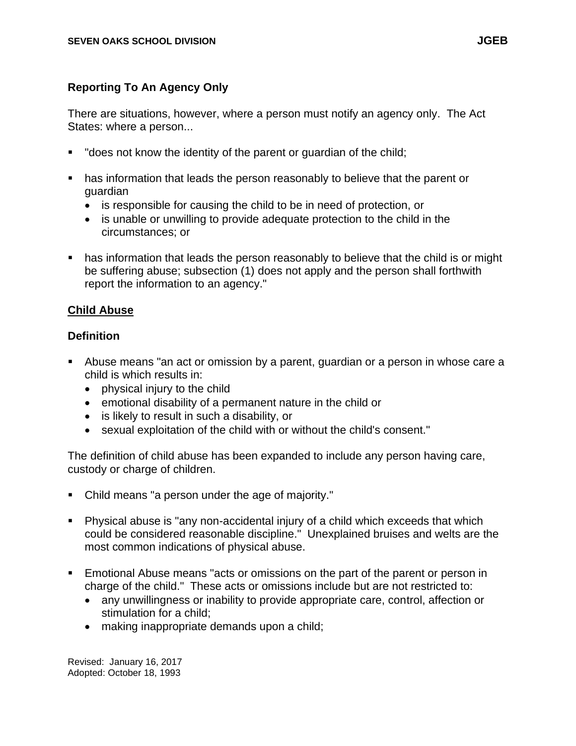### Reporting To An Agency Only

There are situations, however, where a person must notify an agency only. The Act States: where a person...

- "does not know the identity of the parent or guardian of the child;
- has information that leads the person reasonably to believe that the parent or guardian
  - is responsible for causing the child to be in need of protection, or
  - is unable or unwilling to provide adequate protection to the child in the circumstances; or
- has information that leads the person reasonably to believe that the child is or might be suffering abuse; subsection (1) does not apply and the person shall forthwith report the information to an agency."

## Child Abuse

### Definition

- Abuse means "an act or omission by a parent, guardian or a person in whose care a child is which results in:
  - physical injury to the child
  - emotional disability of a permanent nature in the child or
  - is likely to result in such a disability, or
  - sexual exploitation of the child with or without the child's consent."

The definition of child abuse has been expanded to include any person having care, custody or charge of children.

- Child means "a person under the age of majority."
- Physical abuse is "any non-accidental injury of a child which exceeds that which could be considered reasonable discipline." Unexplained bruises and welts are the most common indications of physical abuse.
- Emotional Abuse means "acts or omissions on the part of the parent or person in charge of the child." These acts or omissions include but are not restricted to:
  - any unwillingness or inability to provide appropriate care, control, affection or stimulation for a child;
  - making inappropriate demands upon a child;

Revised: January 16, 2017
Adopted: October 18, 1993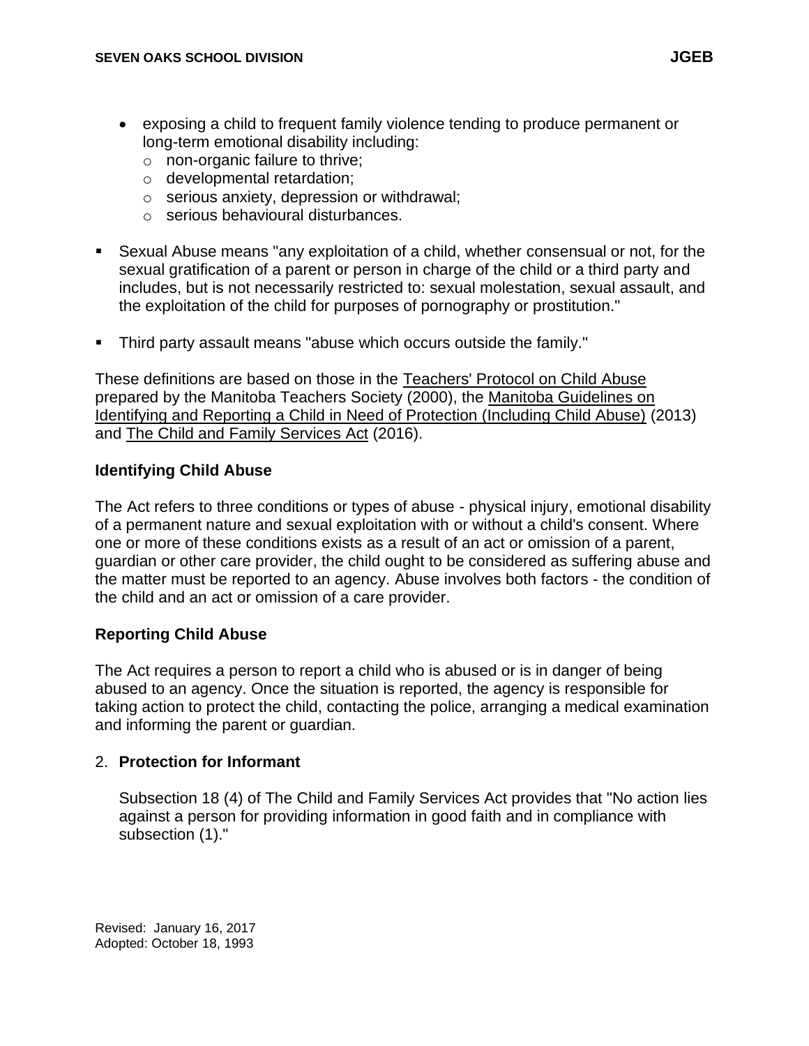- exposing a child to frequent family violence tending to produce permanent or long-term emotional disability including:
  - non-organic failure to thrive;
  - developmental retardation;
  - serious anxiety, depression or withdrawal;
  - serious behavioural disturbances.

- Sexual Abuse means "any exploitation of a child, whether consensual or not, for the sexual gratification of a parent or person in charge of the child or a third party and includes, but is not necessarily restricted to: sexual molestation, sexual assault, and the exploitation of the child for purposes of pornography or prostitution."

- Third party assault means "abuse which occurs outside the family."

These definitions are based on those in the Teachers' Protocol on Child Abuse prepared by the Manitoba Teachers Society (2000), the Manitoba Guidelines on Identifying and Reporting a Child in Need of Protection (Including Child Abuse) (2013) and The Child and Family Services Act (2016).

**Identifying Child Abuse**

The Act refers to three conditions or types of abuse - physical injury, emotional disability of a permanent nature and sexual exploitation with or without a child's consent. Where one or more of these conditions exists as a result of an act or omission of a parent, guardian or other care provider, the child ought to be considered as suffering abuse and the matter must be reported to an agency. Abuse involves both factors - the condition of the child and an act or omission of a care provider.

**Reporting Child Abuse**

The Act requires a person to report a child who is abused or is in danger of being abused to an agency. Once the situation is reported, the agency is responsible for taking action to protect the child, contacting the police, arranging a medical examination and informing the parent or guardian.

2. **Protection for Informant**

   Subsection 18 (4) of The Child and Family Services Act provides that "No action lies against a person for providing information in good faith and in compliance with subsection (1)."

Revised: January 16, 2017
Adopted: October 18, 1993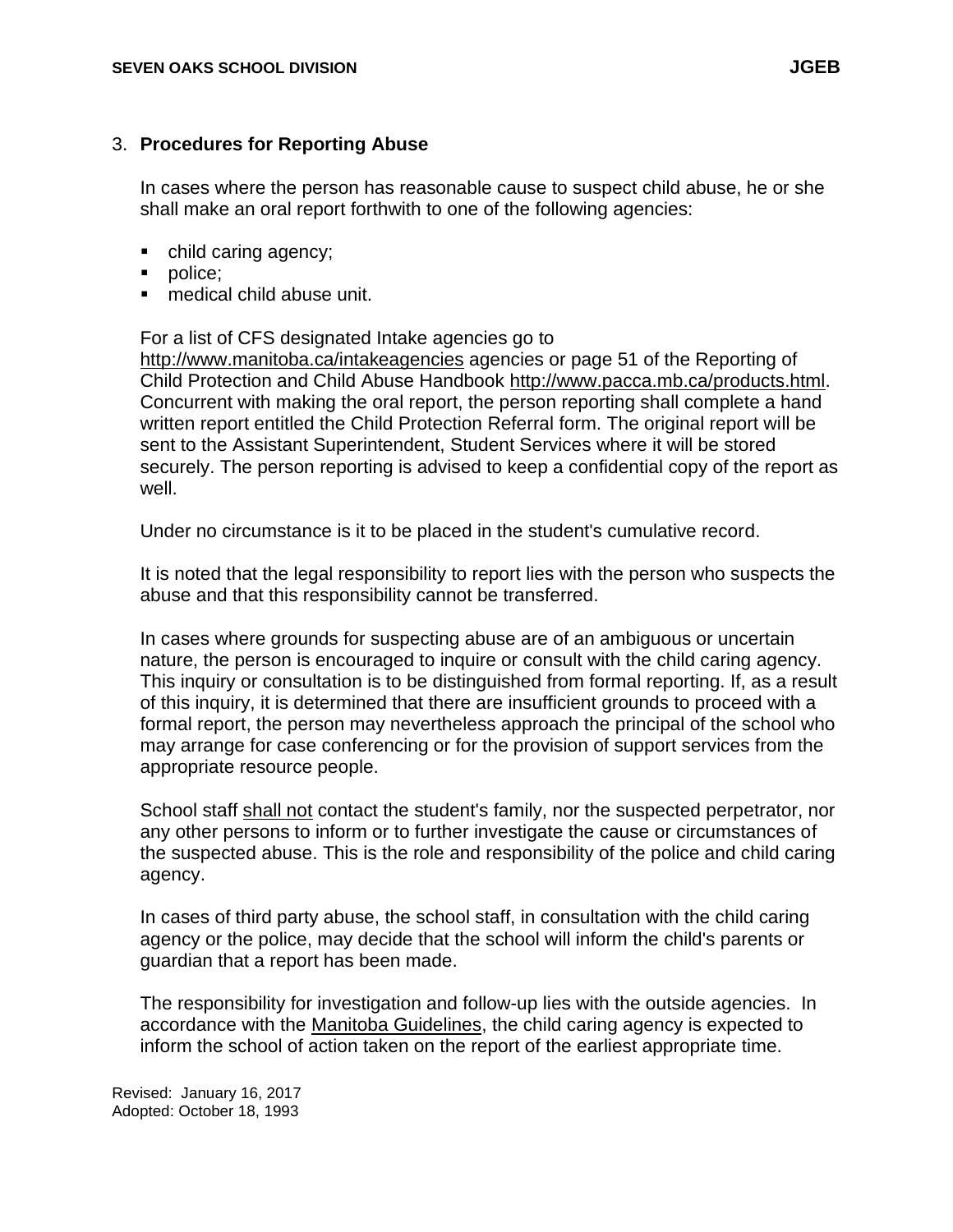## 3. **Procedures for Reporting Abuse**

In cases where the person has reasonable cause to suspect child abuse, he or she shall make an oral report forthwith to one of the following agencies:

- child caring agency;
- police;
- medical child abuse unit.

For a list of CFS designated Intake agencies go to http://www.manitoba.ca/intakeagencies agencies or page 51 of the Reporting of Child Protection and Child Abuse Handbook http://www.pacca.mb.ca/products.html. Concurrent with making the oral report, the person reporting shall complete a hand written report entitled the Child Protection Referral form. The original report will be sent to the Assistant Superintendent, Student Services where it will be stored securely. The person reporting is advised to keep a confidential copy of the report as well.

Under no circumstance is it to be placed in the student's cumulative record.

It is noted that the legal responsibility to report lies with the person who suspects the abuse and that this responsibility cannot be transferred.

In cases where grounds for suspecting abuse are of an ambiguous or uncertain nature, the person is encouraged to inquire or consult with the child caring agency. This inquiry or consultation is to be distinguished from formal reporting. If, as a result of this inquiry, it is determined that there are insufficient grounds to proceed with a formal report, the person may nevertheless approach the principal of the school who may arrange for case conferencing or for the provision of support services from the appropriate resource people.

School staff shall not contact the student's family, nor the suspected perpetrator, nor any other persons to inform or to further investigate the cause or circumstances of the suspected abuse. This is the role and responsibility of the police and child caring agency.

In cases of third party abuse, the school staff, in consultation with the child caring agency or the police, may decide that the school will inform the child's parents or guardian that a report has been made.

The responsibility for investigation and follow-up lies with the outside agencies. In accordance with the Manitoba Guidelines, the child caring agency is expected to inform the school of action taken on the report of the earliest appropriate time.

Revised: January 16, 2017
Adopted: October 18, 1993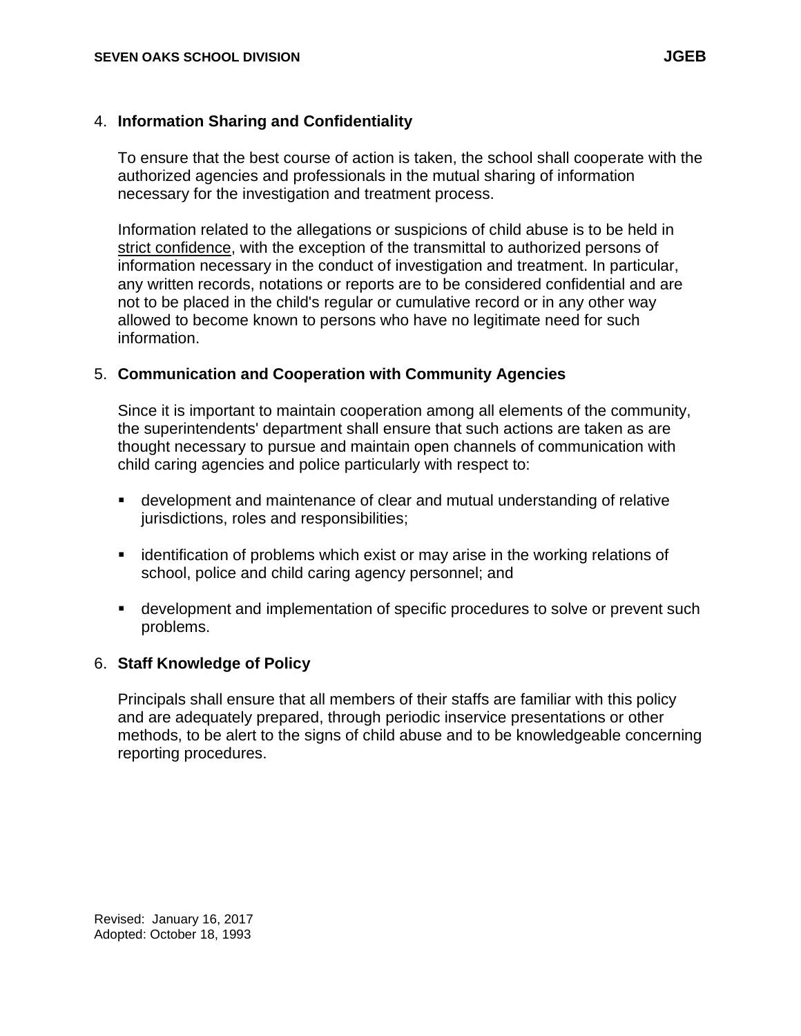## 4. Information Sharing and Confidentiality

To ensure that the best course of action is taken, the school shall cooperate with the authorized agencies and professionals in the mutual sharing of information necessary for the investigation and treatment process.

Information related to the allegations or suspicions of child abuse is to be held in strict confidence, with the exception of the transmittal to authorized persons of information necessary in the conduct of investigation and treatment. In particular, any written records, notations or reports are to be considered confidential and are not to be placed in the child's regular or cumulative record or in any other way allowed to become known to persons who have no legitimate need for such information.

## 5. Communication and Cooperation with Community Agencies

Since it is important to maintain cooperation among all elements of the community, the superintendents' department shall ensure that such actions are taken as are thought necessary to pursue and maintain open channels of communication with child caring agencies and police particularly with respect to:

- development and maintenance of clear and mutual understanding of relative jurisdictions, roles and responsibilities;
- identification of problems which exist or may arise in the working relations of school, police and child caring agency personnel; and
- development and implementation of specific procedures to solve or prevent such problems.

## 6. Staff Knowledge of Policy

Principals shall ensure that all members of their staffs are familiar with this policy and are adequately prepared, through periodic inservice presentations or other methods, to be alert to the signs of child abuse and to be knowledgeable concerning reporting procedures.

Revised: January 16, 2017
Adopted: October 18, 1993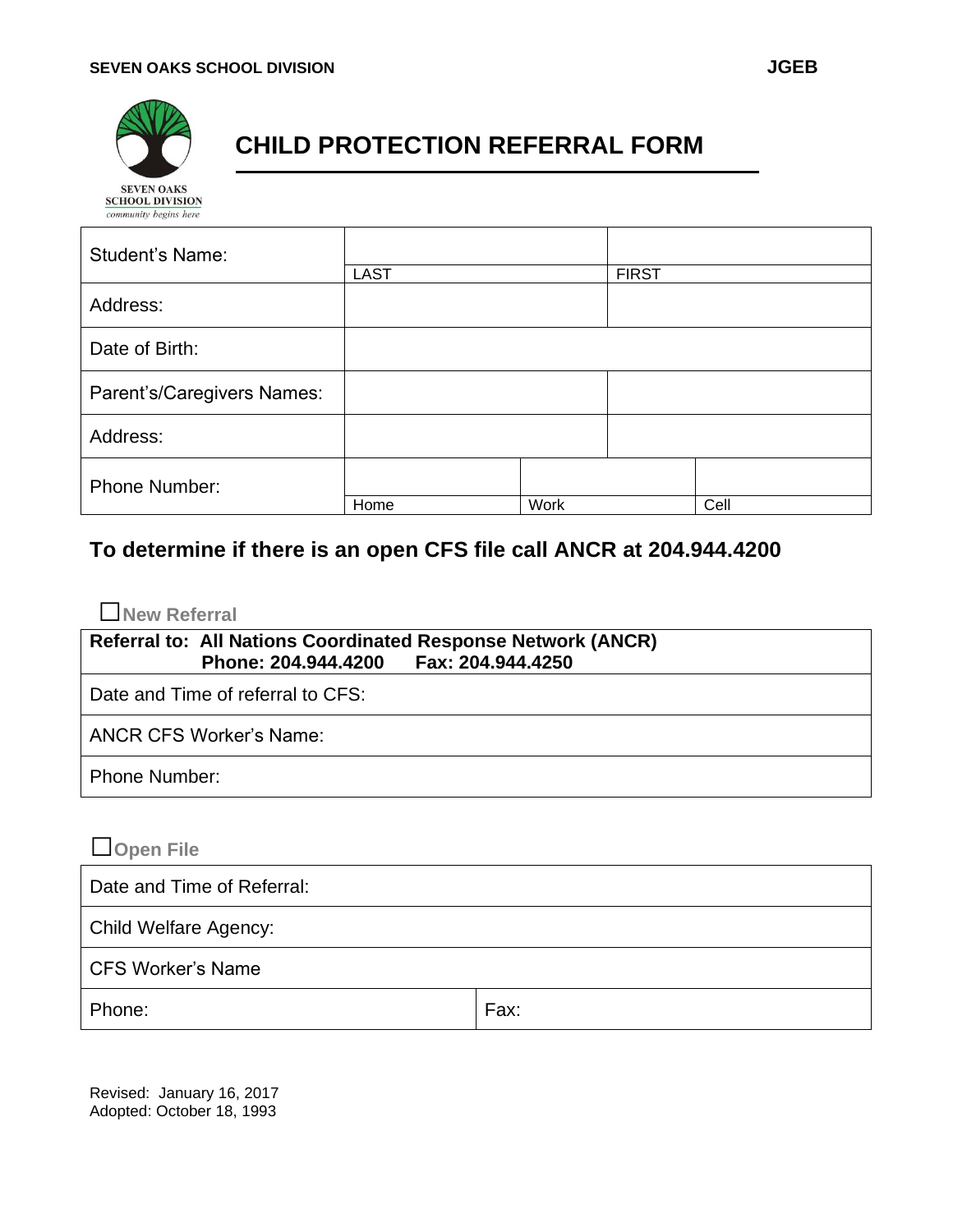SEVEN OAKS SCHOOL DIVISION | JGEB

# CHILD PROTECTION REFERRAL FORM

| | | | |
|---|---|---|---|
| Student's Name: | LAST | | FIRST |
| Address: | | | |
| Date of Birth: | | | |
| Parent's/Caregivers Names: | | | |
| Address: | | | |
| Phone Number: | Home | Work | Cell |

## To determine if there is an open CFS file call ANCR at 204.944.4200

☐ **New Referral**

| **Referral to: All Nations Coordinated Response Network (ANCR) Phone: 204.944.4200 Fax: 204.944.4250** |
|---|
| Date and Time of referral to CFS: |
| ANCR CFS Worker's Name: |
| Phone Number: |

☐ **Open File**

| | |
|---|---|
| Date and Time of Referral: | |
| Child Welfare Agency: | |
| CFS Worker's Name | |
| Phone: | Fax: |

Revised: January 16, 2017
Adopted: October 18, 1993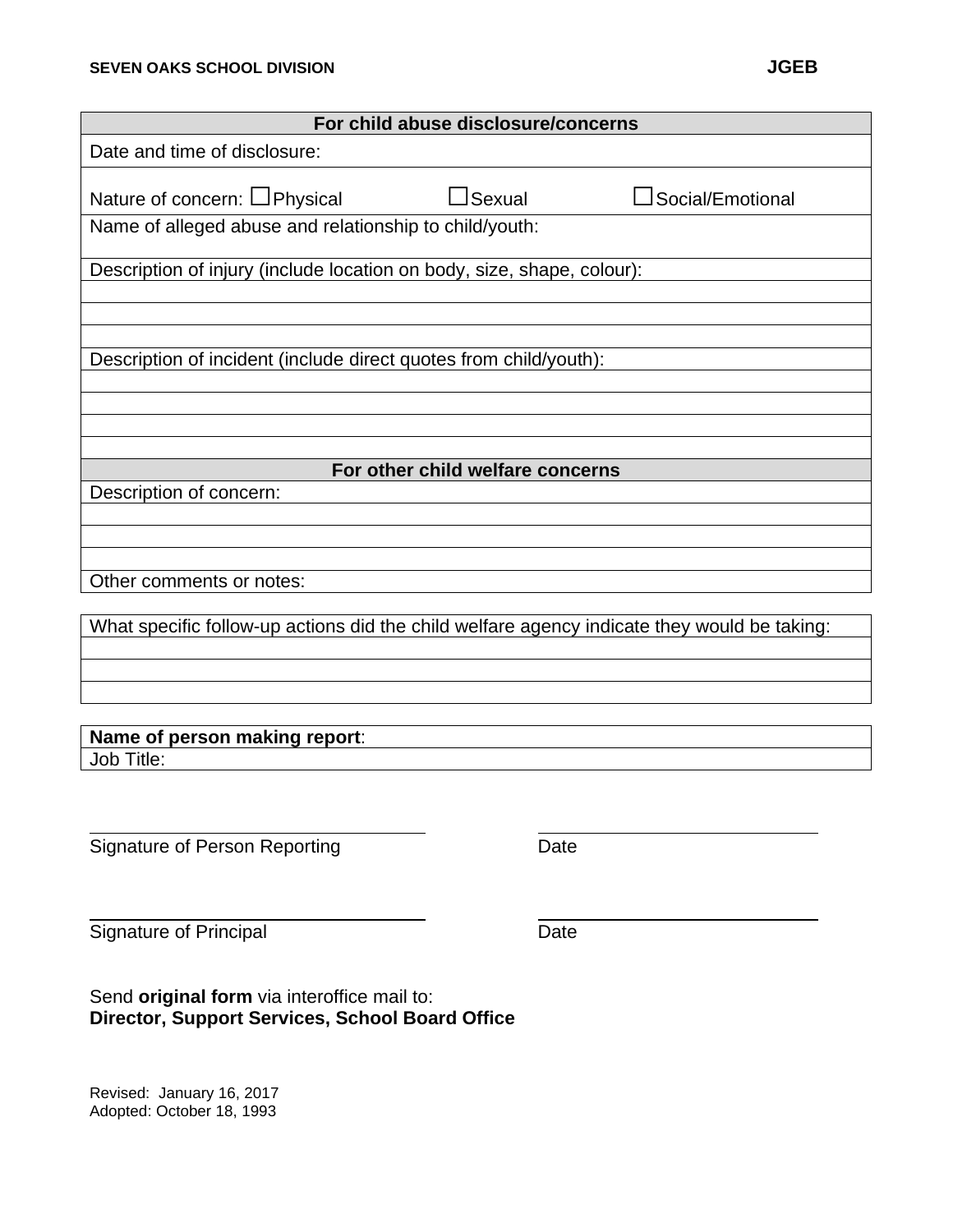| For child abuse disclosure/concerns |
|---|
| Date and time of disclosure: |
| Nature of concern: ☐Physical ☐Sexual ☐Social/Emotional |
| Name of alleged abuse and relationship to child/youth: |
| Description of injury (include location on body, size, shape, colour): |
| |
| |
| |
| Description of incident (include direct quotes from child/youth): |
| |
| |
| |
| |
| **For other child welfare concerns** |
| Description of concern: |
| |
| |
| |
| Other comments or notes: |

| What specific follow-up actions did the child welfare agency indicate they would be taking: |
|---|
| |
| |
| |

| **Name of person making report**: |
|---|
| Job Title: |

Signature of Person Reporting                Date

Signature of Principal                Date

Send **original form** via interoffice mail to:
**Director, Support Services, School Board Office**

Revised: January 16, 2017
Adopted: October 18, 1993